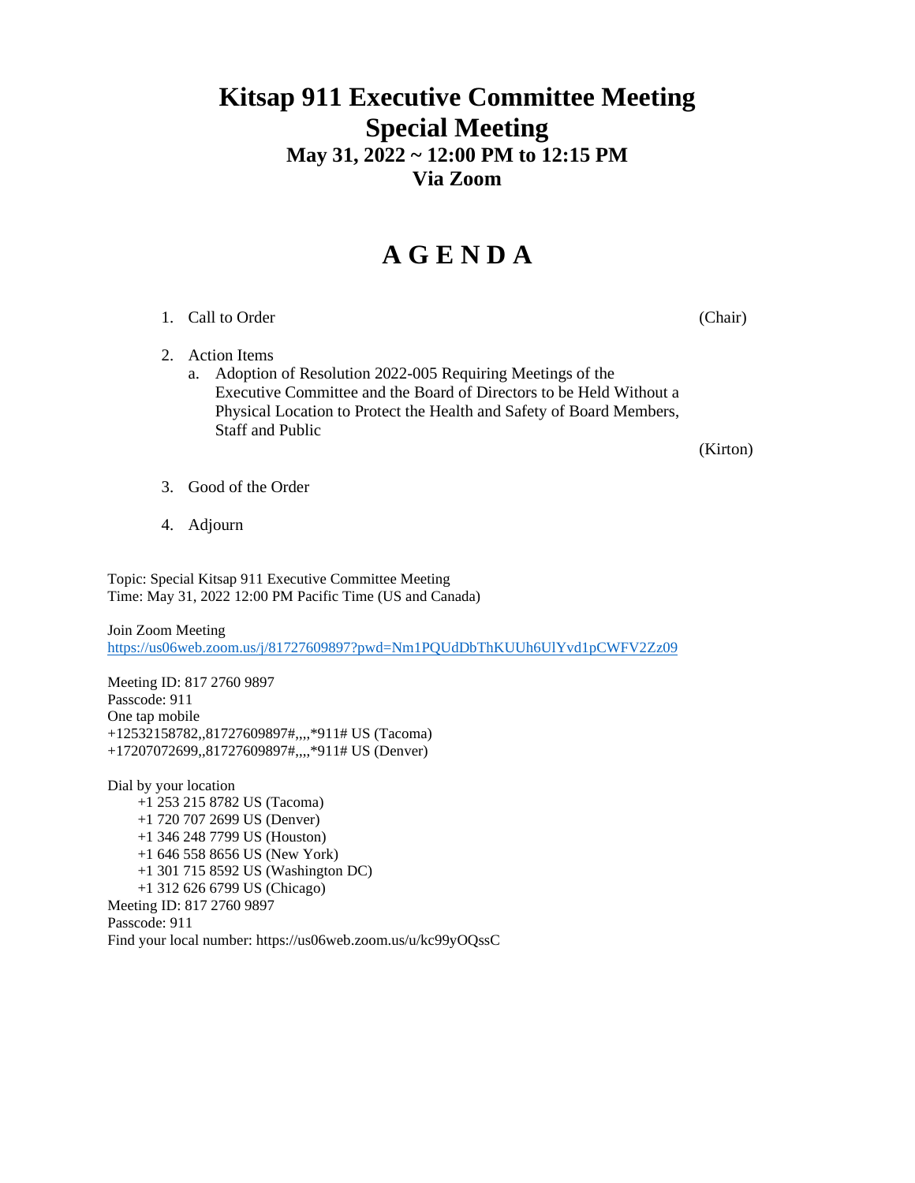# Kitsap 911 Executive Committee Meeting
# Special Meeting
### May 31, 2022 ~ 12:00 PM to 12:15 PM
### Via Zoom

## A G E N D A

1. Call to Order (Chair)

2. Action Items
   a. Adoption of Resolution 2022-005 Requiring Meetings of the Executive Committee and the Board of Directors to be Held Without a Physical Location to Protect the Health and Safety of Board Members, Staff and Public (Kirton)

3. Good of the Order

4. Adjourn

Topic: Special Kitsap 911 Executive Committee Meeting
Time: May 31, 2022 12:00 PM Pacific Time (US and Canada)

Join Zoom Meeting
https://us06web.zoom.us/j/81727609897?pwd=Nm1PQUdDbThKUUh6UlYvd1pCWFV2Zz09

Meeting ID: 817 2760 9897
Passcode: 911
One tap mobile
+12532158782,,81727609897#,,,,*911# US (Tacoma)
+17207072699,,81727609897#,,,,*911# US (Denver)

Dial by your location
+1 253 215 8782 US (Tacoma)
+1 720 707 2699 US (Denver)
+1 346 248 7799 US (Houston)
+1 646 558 8656 US (New York)
+1 301 715 8592 US (Washington DC)
+1 312 626 6799 US (Chicago)
Meeting ID: 817 2760 9897
Passcode: 911
Find your local number: https://us06web.zoom.us/u/kc99yOQssC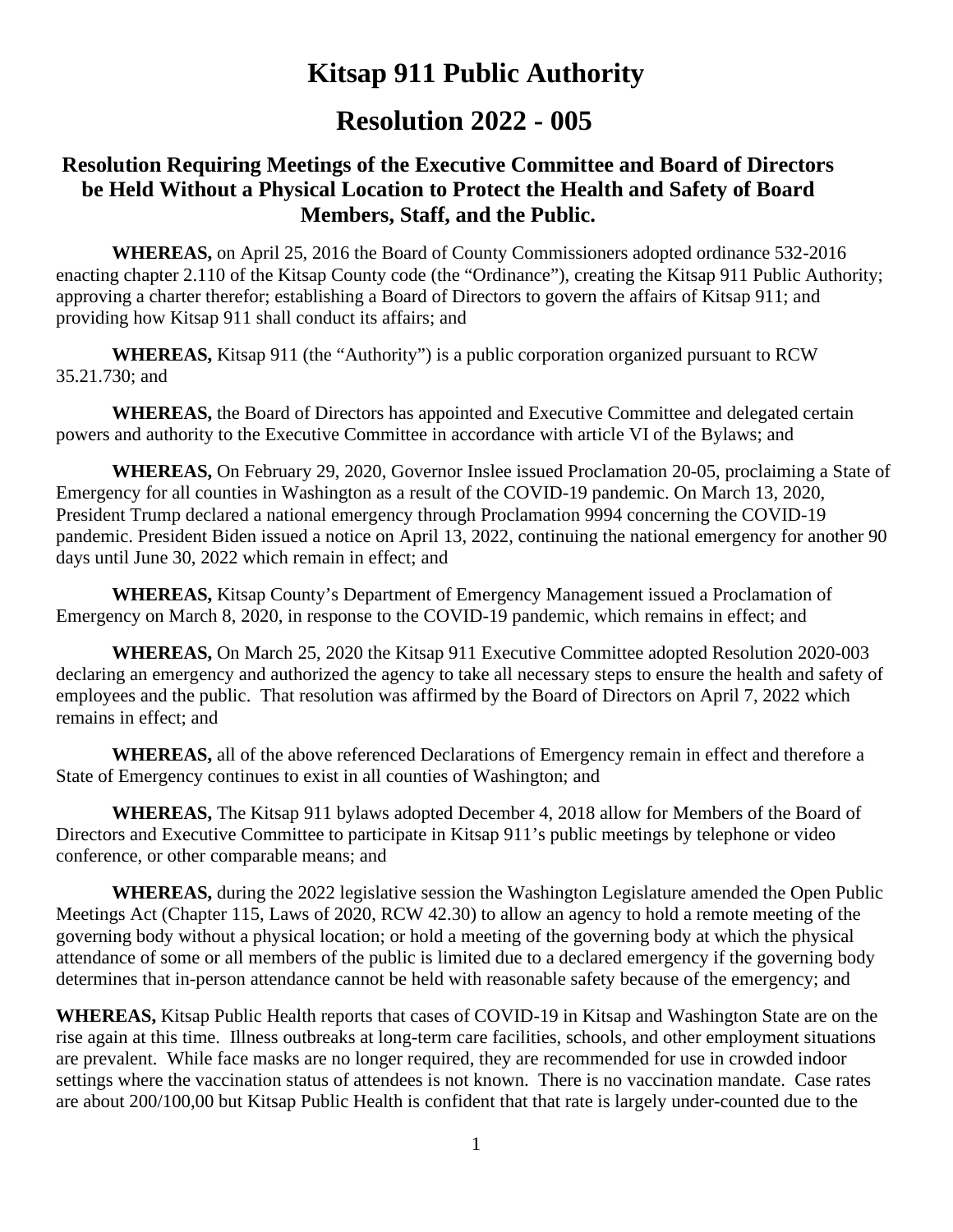# Kitsap 911 Public Authority

# Resolution 2022 - 005

### Resolution Requiring Meetings of the Executive Committee and Board of Directors be Held Without a Physical Location to Protect the Health and Safety of Board Members, Staff, and the Public.

**WHEREAS,** on April 25, 2016 the Board of County Commissioners adopted ordinance 532-2016 enacting chapter 2.110 of the Kitsap County code (the "Ordinance"), creating the Kitsap 911 Public Authority; approving a charter therefor; establishing a Board of Directors to govern the affairs of Kitsap 911; and providing how Kitsap 911 shall conduct its affairs; and

**WHEREAS,** Kitsap 911 (the "Authority") is a public corporation organized pursuant to RCW 35.21.730; and

**WHEREAS,** the Board of Directors has appointed and Executive Committee and delegated certain powers and authority to the Executive Committee in accordance with article VI of the Bylaws; and

**WHEREAS,** On February 29, 2020, Governor Inslee issued Proclamation 20-05, proclaiming a State of Emergency for all counties in Washington as a result of the COVID-19 pandemic. On March 13, 2020, President Trump declared a national emergency through Proclamation 9994 concerning the COVID-19 pandemic. President Biden issued a notice on April 13, 2022, continuing the national emergency for another 90 days until June 30, 2022 which remain in effect; and

**WHEREAS,** Kitsap County's Department of Emergency Management issued a Proclamation of Emergency on March 8, 2020, in response to the COVID-19 pandemic, which remains in effect; and

**WHEREAS,** On March 25, 2020 the Kitsap 911 Executive Committee adopted Resolution 2020-003 declaring an emergency and authorized the agency to take all necessary steps to ensure the health and safety of employees and the public. That resolution was affirmed by the Board of Directors on April 7, 2022 which remains in effect; and

**WHEREAS,** all of the above referenced Declarations of Emergency remain in effect and therefore a State of Emergency continues to exist in all counties of Washington; and

**WHEREAS,** The Kitsap 911 bylaws adopted December 4, 2018 allow for Members of the Board of Directors and Executive Committee to participate in Kitsap 911's public meetings by telephone or video conference, or other comparable means; and

**WHEREAS,** during the 2022 legislative session the Washington Legislature amended the Open Public Meetings Act (Chapter 115, Laws of 2020, RCW 42.30) to allow an agency to hold a remote meeting of the governing body without a physical location; or hold a meeting of the governing body at which the physical attendance of some or all members of the public is limited due to a declared emergency if the governing body determines that in-person attendance cannot be held with reasonable safety because of the emergency; and

**WHEREAS,** Kitsap Public Health reports that cases of COVID-19 in Kitsap and Washington State are on the rise again at this time. Illness outbreaks at long-term care facilities, schools, and other employment situations are prevalent. While face masks are no longer required, they are recommended for use in crowded indoor settings where the vaccination status of attendees is not known. There is no vaccination mandate. Case rates are about 200/100,00 but Kitsap Public Health is confident that that rate is largely under-counted due to the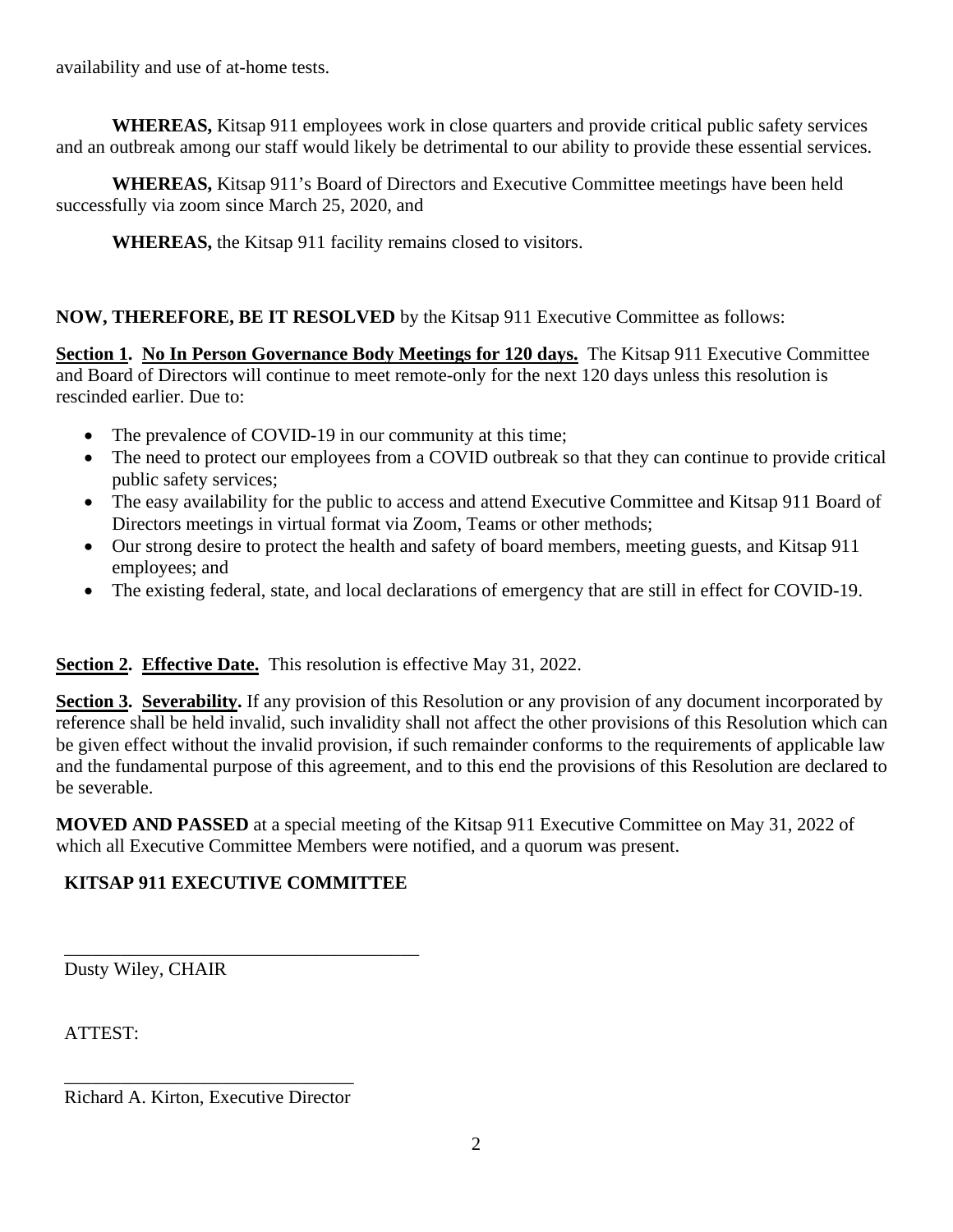availability and use of at-home tests.

**WHEREAS,** Kitsap 911 employees work in close quarters and provide critical public safety services and an outbreak among our staff would likely be detrimental to our ability to provide these essential services.

**WHEREAS,** Kitsap 911's Board of Directors and Executive Committee meetings have been held successfully via zoom since March 25, 2020, and

**WHEREAS,** the Kitsap 911 facility remains closed to visitors.

**NOW, THEREFORE, BE IT RESOLVED** by the Kitsap 911 Executive Committee as follows:

**Section 1. No In Person Governance Body Meetings for 120 days.** The Kitsap 911 Executive Committee and Board of Directors will continue to meet remote-only for the next 120 days unless this resolution is rescinded earlier. Due to:

- The prevalence of COVID-19 in our community at this time;
- The need to protect our employees from a COVID outbreak so that they can continue to provide critical public safety services;
- The easy availability for the public to access and attend Executive Committee and Kitsap 911 Board of Directors meetings in virtual format via Zoom, Teams or other methods;
- Our strong desire to protect the health and safety of board members, meeting guests, and Kitsap 911 employees; and
- The existing federal, state, and local declarations of emergency that are still in effect for COVID-19.

**Section 2. Effective Date.** This resolution is effective May 31, 2022.

**Section 3. Severability.** If any provision of this Resolution or any provision of any document incorporated by reference shall be held invalid, such invalidity shall not affect the other provisions of this Resolution which can be given effect without the invalid provision, if such remainder conforms to the requirements of applicable law and the fundamental purpose of this agreement, and to this end the provisions of this Resolution are declared to be severable.

**MOVED AND PASSED** at a special meeting of the Kitsap 911 Executive Committee on May 31, 2022 of which all Executive Committee Members were notified, and a quorum was present.

**KITSAP 911 EXECUTIVE COMMITTEE**

_______________________________________
Dusty Wiley, CHAIR

ATTEST:

________________________________
Richard A. Kirton, Executive Director